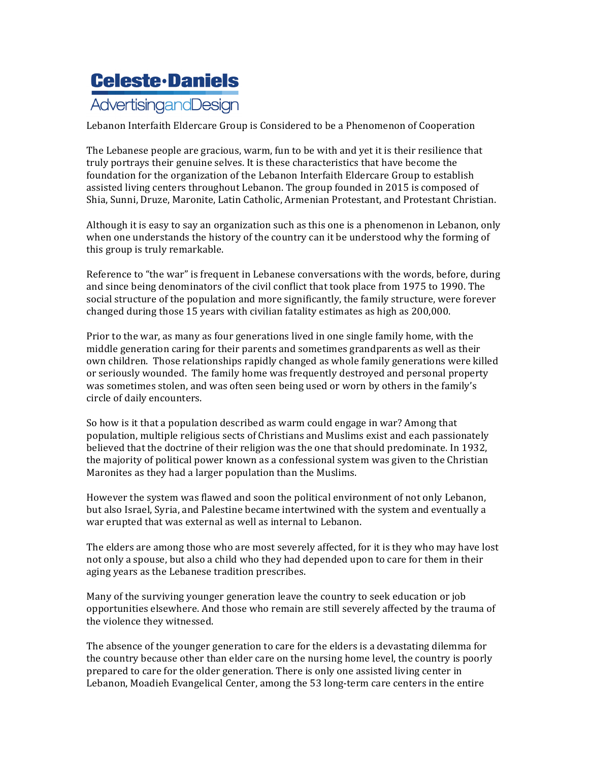**Celeste·Daniels**
AdvertisingandDesign

Lebanon Interfaith Eldercare Group is Considered to be a Phenomenon of Cooperation

The Lebanese people are gracious, warm, fun to be with and yet it is their resilience that truly portrays their genuine selves. It is these characteristics that have become the foundation for the organization of the Lebanon Interfaith Eldercare Group to establish assisted living centers throughout Lebanon. The group founded in 2015 is composed of Shia, Sunni, Druze, Maronite, Latin Catholic, Armenian Protestant, and Protestant Christian.

Although it is easy to say an organization such as this one is a phenomenon in Lebanon, only when one understands the history of the country can it be understood why the forming of this group is truly remarkable.

Reference to "the war" is frequent in Lebanese conversations with the words, before, during and since being denominators of the civil conflict that took place from 1975 to 1990. The social structure of the population and more significantly, the family structure, were forever changed during those 15 years with civilian fatality estimates as high as 200,000.

Prior to the war, as many as four generations lived in one single family home, with the middle generation caring for their parents and sometimes grandparents as well as their own children. Those relationships rapidly changed as whole family generations were killed or seriously wounded. The family home was frequently destroyed and personal property was sometimes stolen, and was often seen being used or worn by others in the family's circle of daily encounters.

So how is it that a population described as warm could engage in war? Among that population, multiple religious sects of Christians and Muslims exist and each passionately believed that the doctrine of their religion was the one that should predominate. In 1932, the majority of political power known as a confessional system was given to the Christian Maronites as they had a larger population than the Muslims.

However the system was flawed and soon the political environment of not only Lebanon, but also Israel, Syria, and Palestine became intertwined with the system and eventually a war erupted that was external as well as internal to Lebanon.

The elders are among those who are most severely affected, for it is they who may have lost not only a spouse, but also a child who they had depended upon to care for them in their aging years as the Lebanese tradition prescribes.

Many of the surviving younger generation leave the country to seek education or job opportunities elsewhere. And those who remain are still severely affected by the trauma of the violence they witnessed.

The absence of the younger generation to care for the elders is a devastating dilemma for the country because other than elder care on the nursing home level, the country is poorly prepared to care for the older generation. There is only one assisted living center in Lebanon, Moadieh Evangelical Center, among the 53 long-term care centers in the entire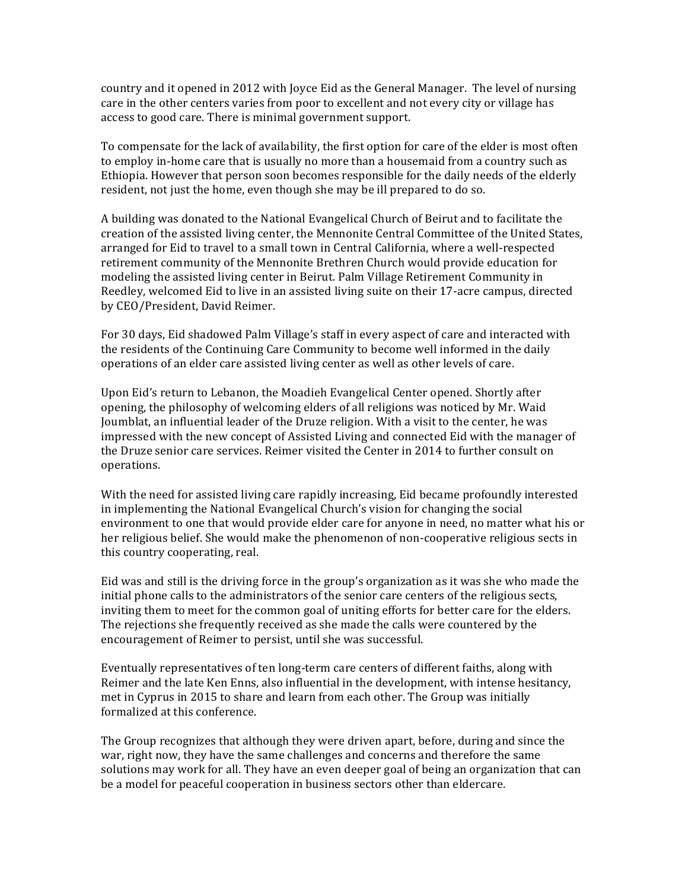country and it opened in 2012 with Joyce Eid as the General Manager. The level of nursing care in the other centers varies from poor to excellent and not every city or village has access to good care. There is minimal government support.

To compensate for the lack of availability, the first option for care of the elder is most often to employ in-home care that is usually no more than a housemaid from a country such as Ethiopia. However that person soon becomes responsible for the daily needs of the elderly resident, not just the home, even though she may be ill prepared to do so.

A building was donated to the National Evangelical Church of Beirut and to facilitate the creation of the assisted living center, the Mennonite Central Committee of the United States, arranged for Eid to travel to a small town in Central California, where a well-respected retirement community of the Mennonite Brethren Church would provide education for modeling the assisted living center in Beirut. Palm Village Retirement Community in Reedley, welcomed Eid to live in an assisted living suite on their 17-acre campus, directed by CEO/President, David Reimer.

For 30 days, Eid shadowed Palm Village's staff in every aspect of care and interacted with the residents of the Continuing Care Community to become well informed in the daily operations of an elder care assisted living center as well as other levels of care.

Upon Eid's return to Lebanon, the Moadieh Evangelical Center opened. Shortly after opening, the philosophy of welcoming elders of all religions was noticed by Mr. Waid Joumblat, an influential leader of the Druze religion. With a visit to the center, he was impressed with the new concept of Assisted Living and connected Eid with the manager of the Druze senior care services. Reimer visited the Center in 2014 to further consult on operations.

With the need for assisted living care rapidly increasing, Eid became profoundly interested in implementing the National Evangelical Church's vision for changing the social environment to one that would provide elder care for anyone in need, no matter what his or her religious belief. She would make the phenomenon of non-cooperative religious sects in this country cooperating, real.

Eid was and still is the driving force in the group's organization as it was she who made the initial phone calls to the administrators of the senior care centers of the religious sects, inviting them to meet for the common goal of uniting efforts for better care for the elders. The rejections she frequently received as she made the calls were countered by the encouragement of Reimer to persist, until she was successful.

Eventually representatives of ten long-term care centers of different faiths, along with Reimer and the late Ken Enns, also influential in the development, with intense hesitancy, met in Cyprus in 2015 to share and learn from each other. The Group was initially formalized at this conference.

The Group recognizes that although they were driven apart, before, during and since the war, right now, they have the same challenges and concerns and therefore the same solutions may work for all. They have an even deeper goal of being an organization that can be a model for peaceful cooperation in business sectors other than eldercare.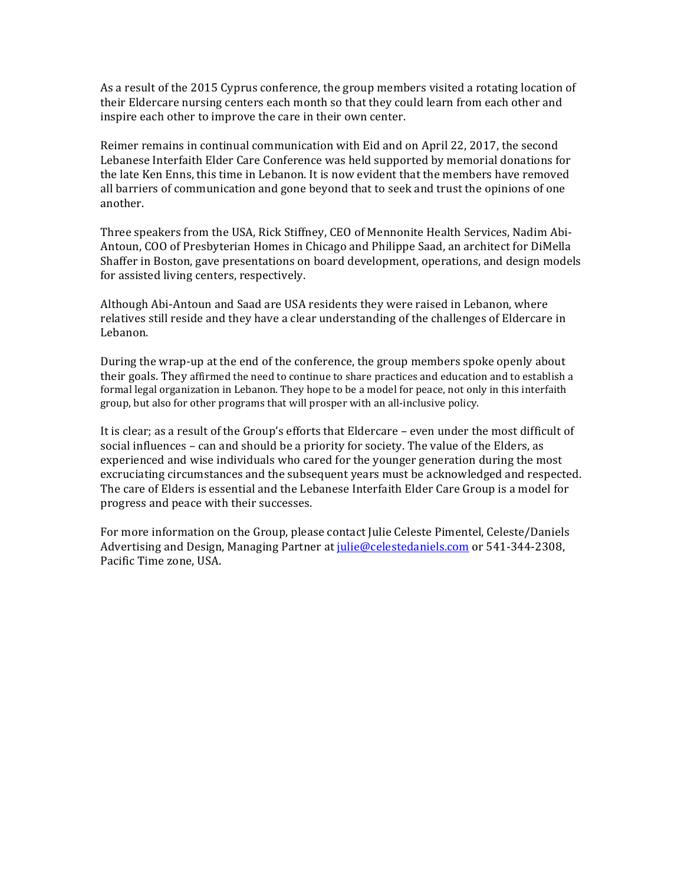As a result of the 2015 Cyprus conference, the group members visited a rotating location of their Eldercare nursing centers each month so that they could learn from each other and inspire each other to improve the care in their own center.

Reimer remains in continual communication with Eid and on April 22, 2017, the second Lebanese Interfaith Elder Care Conference was held supported by memorial donations for the late Ken Enns, this time in Lebanon. It is now evident that the members have removed all barriers of communication and gone beyond that to seek and trust the opinions of one another.

Three speakers from the USA, Rick Stiffney, CEO of Mennonite Health Services, Nadim Abi-Antoun, COO of Presbyterian Homes in Chicago and Philippe Saad, an architect for DiMella Shaffer in Boston, gave presentations on board development, operations, and design models for assisted living centers, respectively.

Although Abi-Antoun and Saad are USA residents they were raised in Lebanon, where relatives still reside and they have a clear understanding of the challenges of Eldercare in Lebanon.

During the wrap-up at the end of the conference, the group members spoke openly about their goals. They affirmed the need to continue to share practices and education and to establish a formal legal organization in Lebanon. They hope to be a model for peace, not only in this interfaith group, but also for other programs that will prosper with an all-inclusive policy.

It is clear; as a result of the Group's efforts that Eldercare – even under the most difficult of social influences – can and should be a priority for society. The value of the Elders, as experienced and wise individuals who cared for the younger generation during the most excruciating circumstances and the subsequent years must be acknowledged and respected. The care of Elders is essential and the Lebanese Interfaith Elder Care Group is a model for progress and peace with their successes.

For more information on the Group, please contact Julie Celeste Pimentel, Celeste/Daniels Advertising and Design, Managing Partner at julie@celestedaniels.com or 541-344-2308, Pacific Time zone, USA.